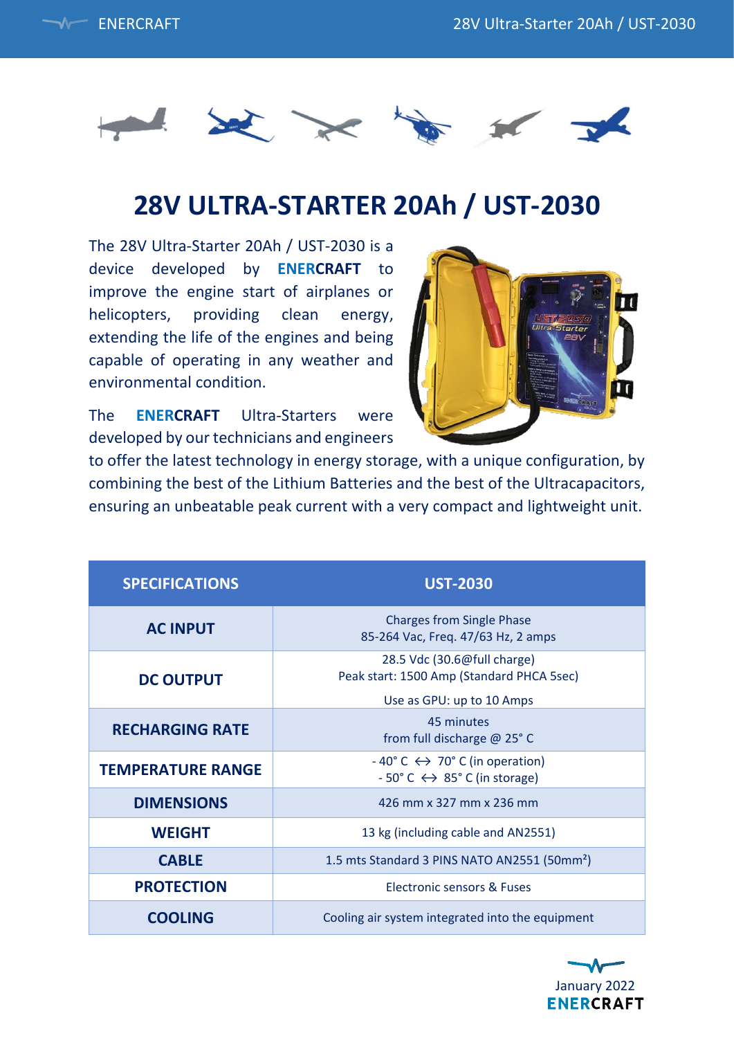# 28V ULTRA-STARTER 20Ah / UST-2030

The 28V Ultra-Starter 20Ah / UST-2030 is a device developed by **ENERCRAFT** to improve the engine start of airplanes or helicopters, providing clean energy, extending the life of the engines and being capable of operating in any weather and environmental condition.

The **ENERCRAFT** Ultra-Starters were developed by our technicians and engineers to offer the latest technology in energy storage, with a unique configuration, by combining the best of the Lithium Batteries and the best of the Ultracapacitors, ensuring an unbeatable peak current with a very compact and lightweight unit.

| SPECIFICATIONS | UST-2030 |
|---|---|
| **AC INPUT** | Charges from Single Phase<br>85-264 Vac, Freq. 47/63 Hz, 2 amps |
| **DC OUTPUT** | 28.5 Vdc (30.6@full charge)<br>Peak start: 1500 Amp (Standard PHCA 5sec)<br>Use as GPU: up to 10 Amps |
| **RECHARGING RATE** | 45 minutes<br>from full discharge @ 25° C |
| **TEMPERATURE RANGE** | - 40° C ↔ 70° C (in operation)<br>- 50° C ↔ 85° C (in storage) |
| **DIMENSIONS** | 426 mm x 327 mm x 236 mm |
| **WEIGHT** | 13 kg (including cable and AN2551) |
| **CABLE** | 1.5 mts Standard 3 PINS NATO AN2551 (50mm$^2$) |
| **PROTECTION** | Electronic sensors & Fuses |
| **COOLING** | Cooling air system integrated into the equipment |

January 2022
ENERCRAFT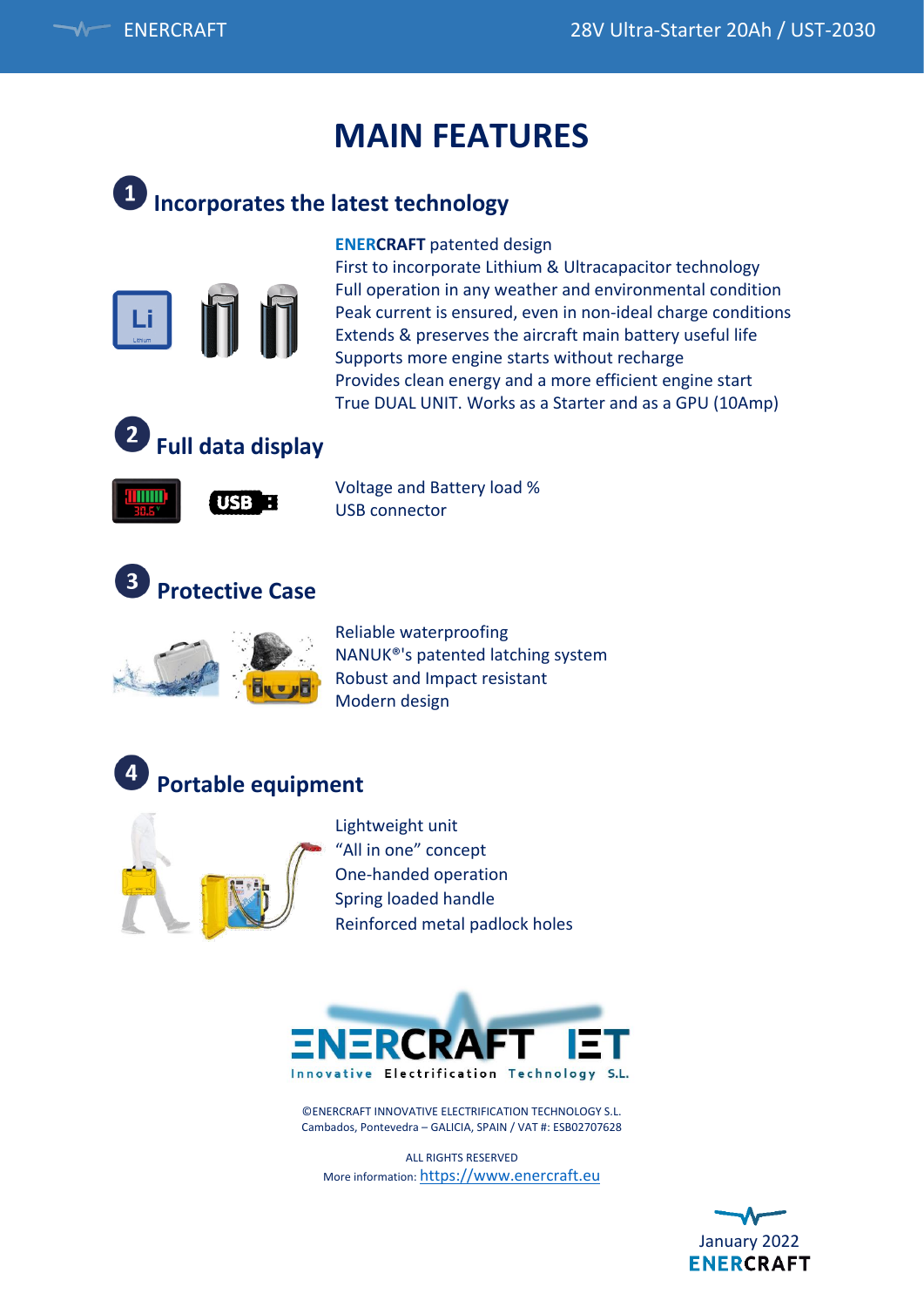# MAIN FEATURES

## 1 Incorporates the latest technology

**ENERCRAFT** patented design
First to incorporate Lithium & Ultracapacitor technology
Full operation in any weather and environmental condition
Peak current is ensured, even in non-ideal charge conditions
Extends & preserves the aircraft main battery useful life
Supports more engine starts without recharge
Provides clean energy and a more efficient engine start
True DUAL UNIT. Works as a Starter and as a GPU (10Amp)

## 2 Full data display

Voltage and Battery load %
USB connector

## 3 Protective Case

Reliable waterproofing
NANUK®'s patented latching system
Robust and Impact resistant
Modern design

## 4 Portable equipment

Lightweight unit
"All in one" concept
One-handed operation
Spring loaded handle
Reinforced metal padlock holes

ENERCRAFT IET
Innovative Electrification Technology S.L.

©ENERCRAFT INNOVATIVE ELECTRIFICATION TECHNOLOGY S.L.
Cambados, Pontevedra – GALICIA, SPAIN / VAT #: ESB02707628

ALL RIGHTS RESERVED
More information: https://www.enercraft.eu

January 2022
ENERCRAFT